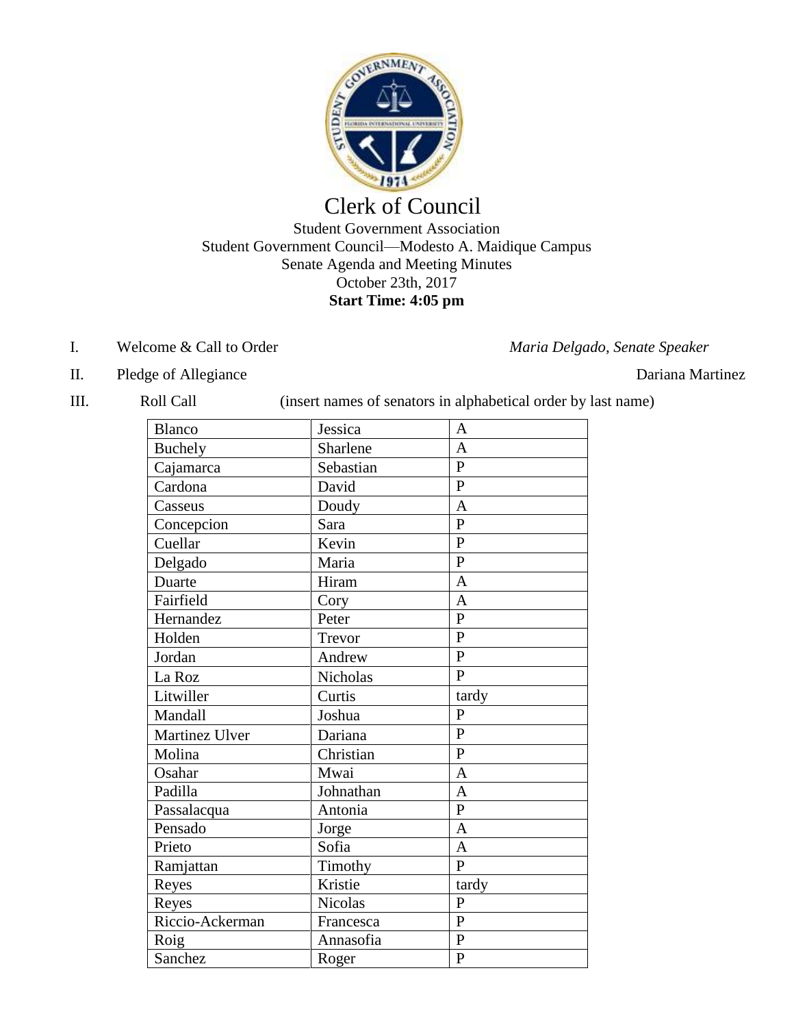# Clerk of Council

Student Government Association
Student Government Council—Modesto A. Maidique Campus
Senate Agenda and Meeting Minutes
October 23th, 2017
**Start Time: 4:05 pm**

I. Welcome & Call to Order *Maria Delgado, Senate Speaker*

II. Pledge of Allegiance Dariana Martinez

III. Roll Call (insert names of senators in alphabetical order by last name)

| | | |
|---|---|---|
| Blanco | Jessica | A |
| Buchely | Sharlene | A |
| Cajamarca | Sebastian | P |
| Cardona | David | P |
| Casseus | Doudy | A |
| Concepcion | Sara | P |
| Cuellar | Kevin | P |
| Delgado | Maria | P |
| Duarte | Hiram | A |
| Fairfield | Cory | A |
| Hernandez | Peter | P |
| Holden | Trevor | P |
| Jordan | Andrew | P |
| La Roz | Nicholas | P |
| Litwiller | Curtis | tardy |
| Mandall | Joshua | P |
| Martinez Ulver | Dariana | P |
| Molina | Christian | P |
| Osahar | Mwai | A |
| Padilla | Johnathan | A |
| Passalacqua | Antonia | P |
| Pensado | Jorge | A |
| Prieto | Sofia | A |
| Ramjattan | Timothy | P |
| Reyes | Kristie | tardy |
| Reyes | Nicolas | P |
| Riccio-Ackerman | Francesca | P |
| Roig | Annasofia | P |
| Sanchez | Roger | P |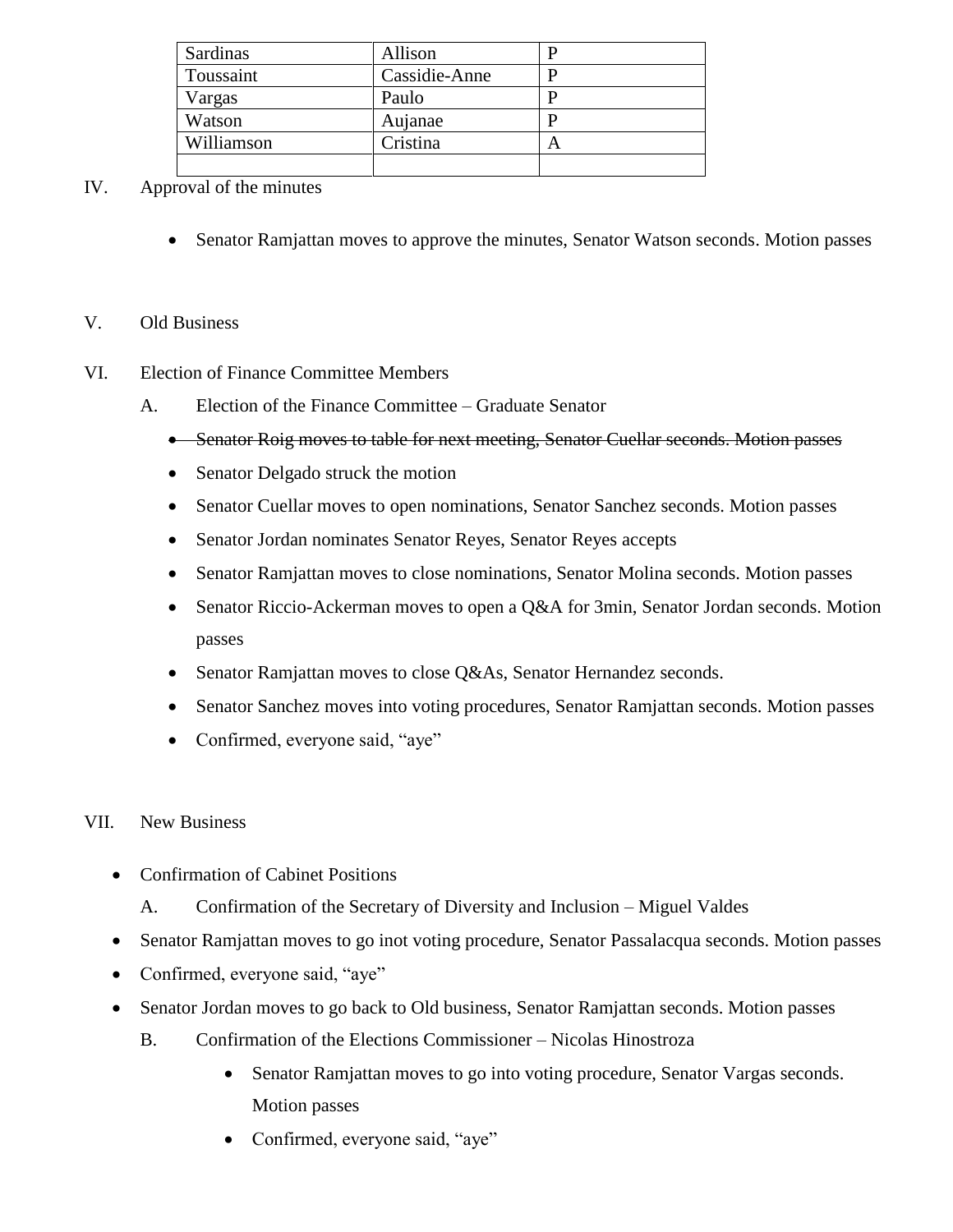| Sardinas | Allison | P |
|---|---|---|
| Toussaint | Cassidie-Anne | P |
| Vargas | Paulo | P |
| Watson | Aujanae | P |
| Williamson | Cristina | A |
| | | |

IV. Approval of the minutes

- Senator Ramjattan moves to approve the minutes, Senator Watson seconds. Motion passes

V. Old Business

VI. Election of Finance Committee Members

A. Election of the Finance Committee – Graduate Senator

- ~~Senator Roig moves to table for next meeting, Senator Cuellar seconds. Motion passes~~
- Senator Delgado struck the motion
- Senator Cuellar moves to open nominations, Senator Sanchez seconds. Motion passes
- Senator Jordan nominates Senator Reyes, Senator Reyes accepts
- Senator Ramjattan moves to close nominations, Senator Molina seconds. Motion passes
- Senator Riccio-Ackerman moves to open a Q&A for 3min, Senator Jordan seconds. Motion passes
- Senator Ramjattan moves to close Q&As, Senator Hernandez seconds.
- Senator Sanchez moves into voting procedures, Senator Ramjattan seconds. Motion passes
- Confirmed, everyone said, "aye"

VII. New Business

- Confirmation of Cabinet Positions

  A. Confirmation of the Secretary of Diversity and Inclusion – Miguel Valdes

- Senator Ramjattan moves to go inot voting procedure, Senator Passalacqua seconds. Motion passes
- Confirmed, everyone said, "aye"
- Senator Jordan moves to go back to Old business, Senator Ramjattan seconds. Motion passes

  B. Confirmation of the Elections Commissioner – Nicolas Hinostroza

  - Senator Ramjattan moves to go into voting procedure, Senator Vargas seconds. Motion passes
  - Confirmed, everyone said, "aye"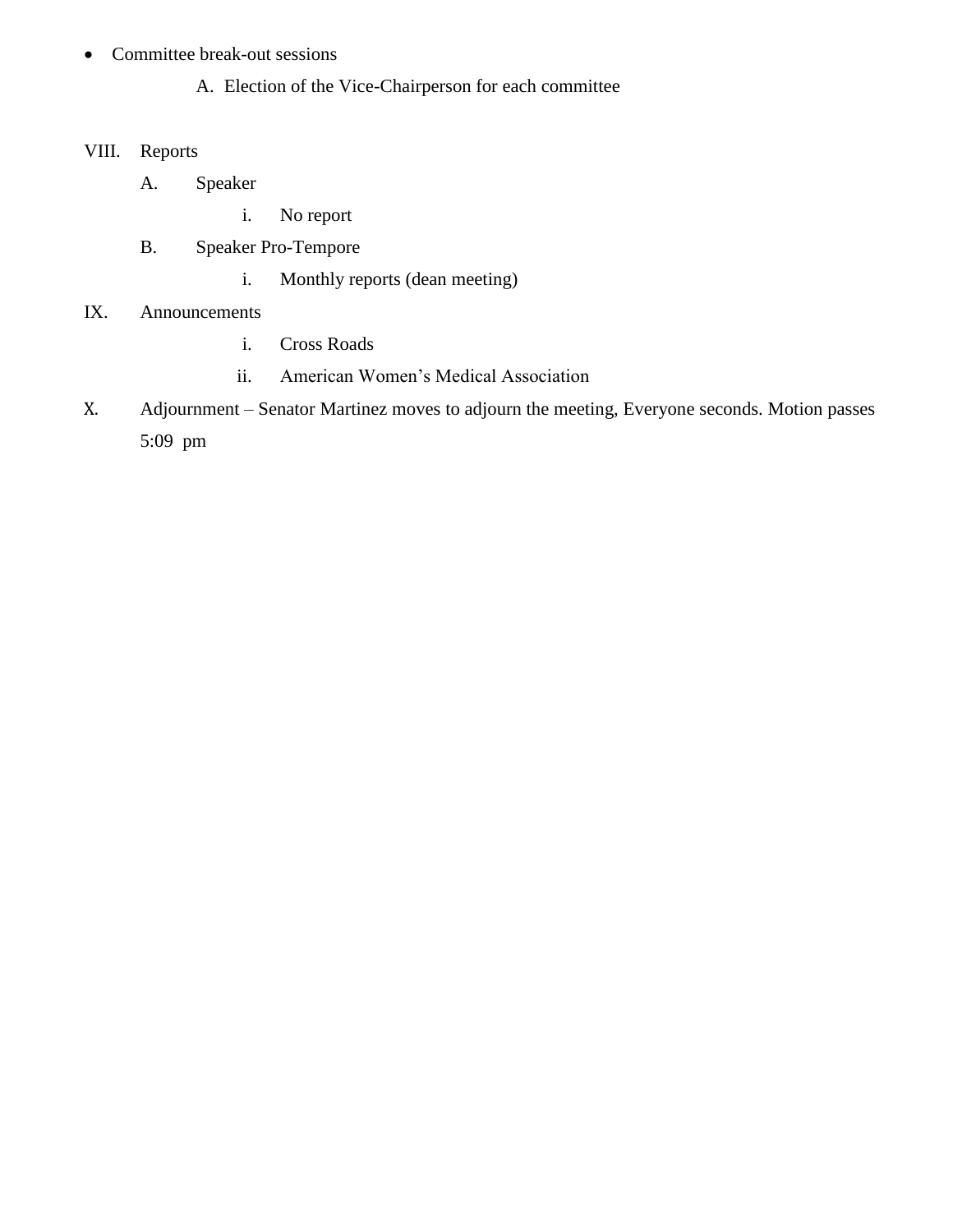- Committee break-out sessions
  - A. Election of the Vice-Chairperson for each committee

VIII. Reports

- A. Speaker
  - i. No report
- B. Speaker Pro-Tempore
  - i. Monthly reports (dean meeting)

IX. Announcements

- i. Cross Roads
- ii. American Women's Medical Association

X. Adjournment – Senator Martinez moves to adjourn the meeting, Everyone seconds. Motion passes 5:09 pm